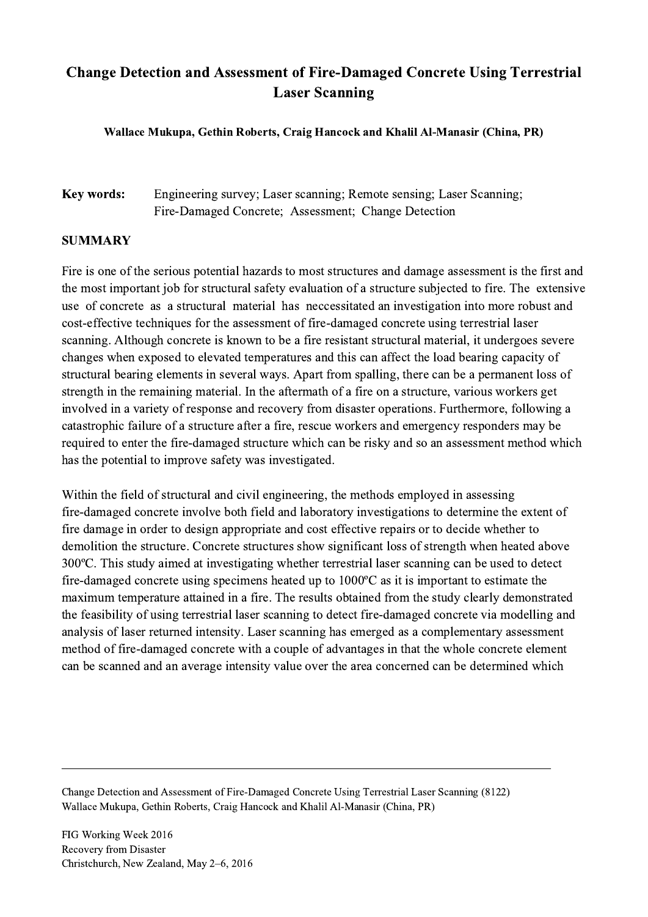# Change Detection and Assessment of Fire-Damaged Concrete Using Terrestrial Laser Scanning

**Wallace Mukupa, Gethin Roberts, Craig Hancock and Khalil Al-Manasir (China, PR)**

**Key words:** Engineering survey; Laser scanning; Remote sensing; Laser Scanning; Fire-Damaged Concrete; Assessment; Change Detection

## SUMMARY

Fire is one of the serious potential hazards to most structures and damage assessment is the first and the most important job for structural safety evaluation of a structure subjected to fire. The extensive use of concrete as a structural material has neccessitated an investigation into more robust and cost-effective techniques for the assessment of fire-damaged concrete using terrestrial laser scanning. Although concrete is known to be a fire resistant structural material, it undergoes severe changes when exposed to elevated temperatures and this can affect the load bearing capacity of structural bearing elements in several ways. Apart from spalling, there can be a permanent loss of strength in the remaining material. In the aftermath of a fire on a structure, various workers get involved in a variety of response and recovery from disaster operations. Furthermore, following a catastrophic failure of a structure after a fire, rescue workers and emergency responders may be required to enter the fire-damaged structure which can be risky and so an assessment method which has the potential to improve safety was investigated.

Within the field of structural and civil engineering, the methods employed in assessing fire-damaged concrete involve both field and laboratory investigations to determine the extent of fire damage in order to design appropriate and cost effective repairs or to decide whether to demolition the structure. Concrete structures show significant loss of strength when heated above 300ºC. This study aimed at investigating whether terrestrial laser scanning can be used to detect fire-damaged concrete using specimens heated up to 1000ºC as it is important to estimate the maximum temperature attained in a fire. The results obtained from the study clearly demonstrated the feasibility of using terrestrial laser scanning to detect fire-damaged concrete via modelling and analysis of laser returned intensity. Laser scanning has emerged as a complementary assessment method of fire-damaged concrete with a couple of advantages in that the whole concrete element can be scanned and an average intensity value over the area concerned can be determined which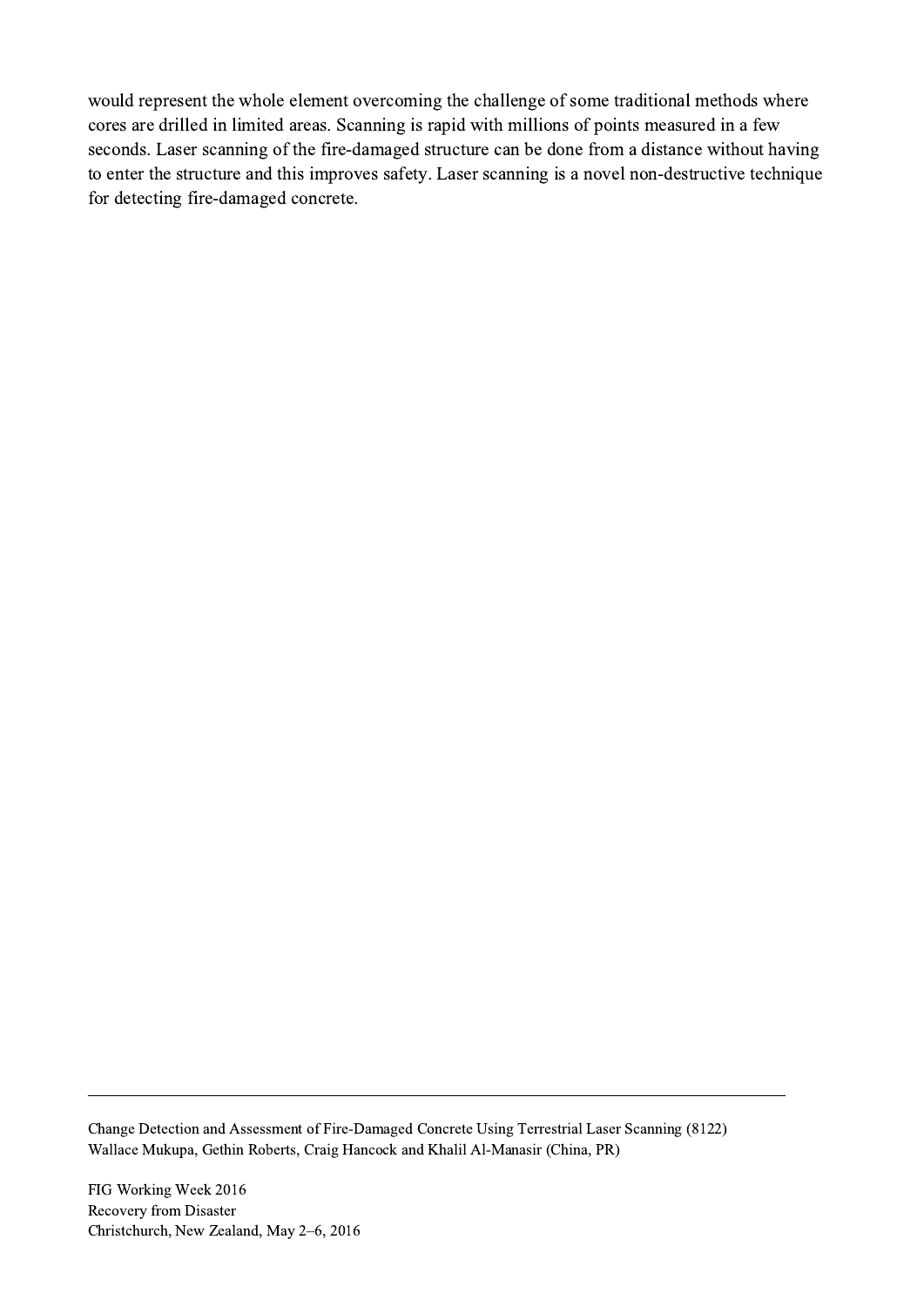would represent the whole element overcoming the challenge of some traditional methods where cores are drilled in limited areas. Scanning is rapid with millions of points measured in a few seconds. Laser scanning of the fire-damaged structure can be done from a distance without having to enter the structure and this improves safety. Laser scanning is a novel non-destructive technique for detecting fire-damaged concrete.